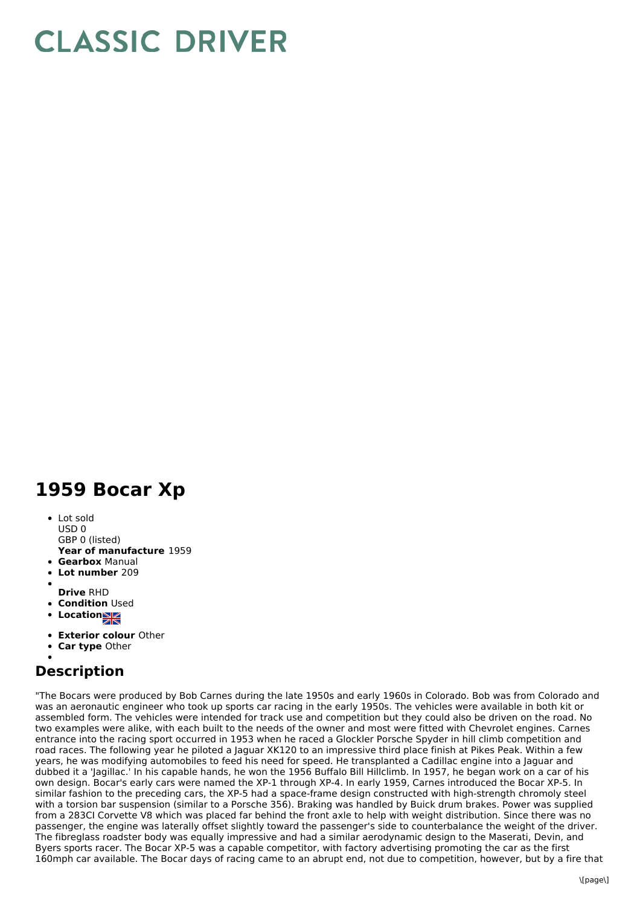# CLASSIC DRIVER

# 1959 Bocar Xp

- Lot sold
  USD 0
  GBP 0 (listed)
  **Year of manufacture** 1959
- **Gearbox** Manual
- **Lot number** 209
- **Drive** RHD
- **Condition** Used
- **Location**
- **Exterior colour** Other
- **Car type** Other

## Description

"The Bocars were produced by Bob Carnes during the late 1950s and early 1960s in Colorado. Bob was from Colorado and was an aeronautic engineer who took up sports car racing in the early 1950s. The vehicles were available in both kit or assembled form. The vehicles were intended for track use and competition but they could also be driven on the road. No two examples were alike, with each built to the needs of the owner and most were fitted with Chevrolet engines. Carnes entrance into the racing sport occurred in 1953 when he raced a Glockler Porsche Spyder in hill climb competition and road races. The following year he piloted a Jaguar XK120 to an impressive third place finish at Pikes Peak. Within a few years, he was modifying automobiles to feed his need for speed. He transplanted a Cadillac engine into a Jaguar and dubbed it a 'Jagillac.' In his capable hands, he won the 1956 Buffalo Bill Hillclimb. In 1957, he began work on a car of his own design. Bocar's early cars were named the XP-1 through XP-4. In early 1959, Carnes introduced the Bocar XP-5. In similar fashion to the preceding cars, the XP-5 had a space-frame design constructed with high-strength chromoly steel with a torsion bar suspension (similar to a Porsche 356). Braking was handled by Buick drum brakes. Power was supplied from a 283CI Corvette V8 which was placed far behind the front axle to help with weight distribution. Since there was no passenger, the engine was laterally offset slightly toward the passenger's side to counterbalance the weight of the driver. The fibreglass roadster body was equally impressive and had a similar aerodynamic design to the Maserati, Devin, and Byers sports racer. The Bocar XP-5 was a capable competitor, with factory advertising promoting the car as the first 160mph car available. The Bocar days of racing came to an abrupt end, not due to competition, however, but by a fire that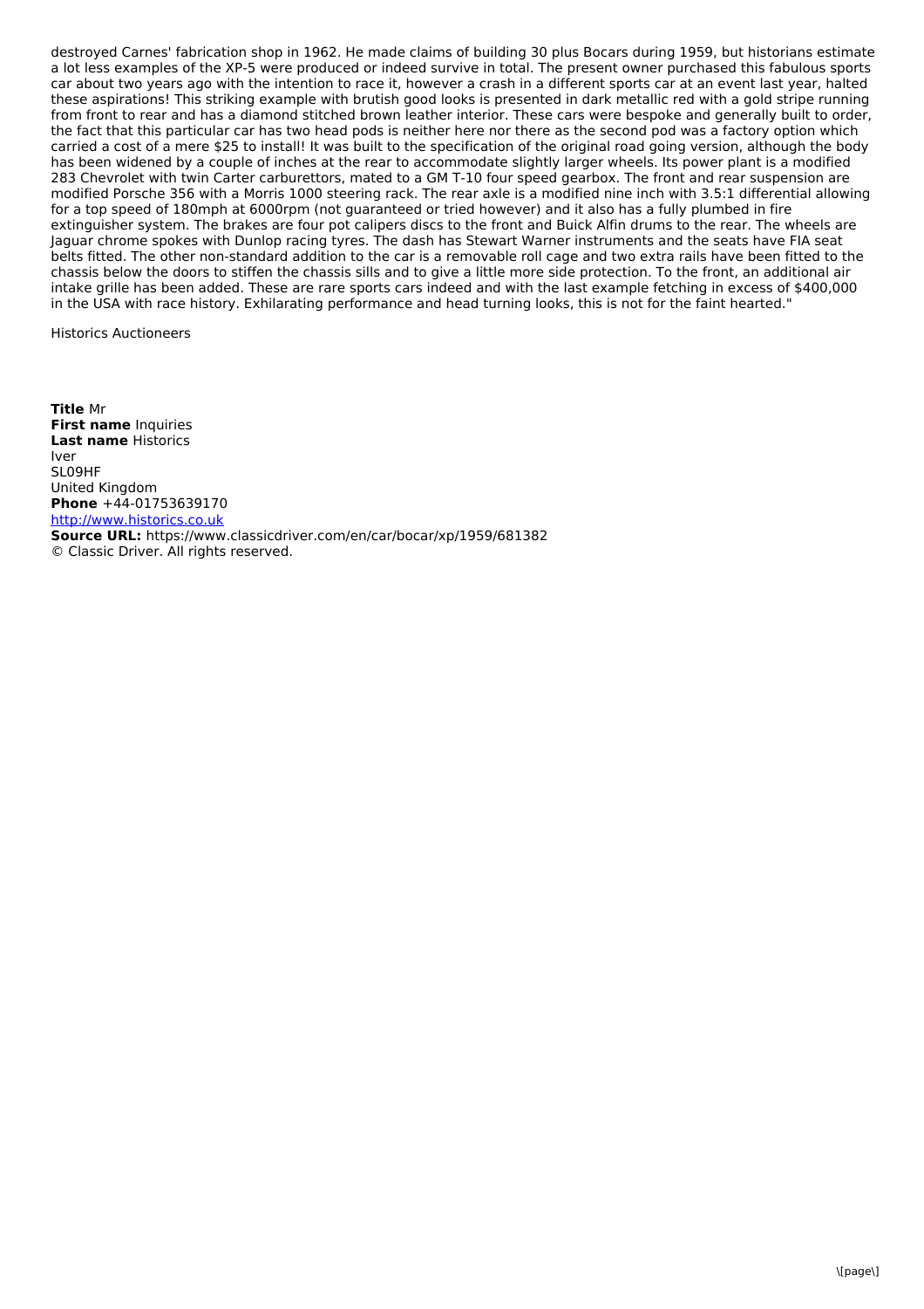destroyed Carnes' fabrication shop in 1962. He made claims of building 30 plus Bocars during 1959, but historians estimate a lot less examples of the XP-5 were produced or indeed survive in total. The present owner purchased this fabulous sports car about two years ago with the intention to race it, however a crash in a different sports car at an event last year, halted these aspirations! This striking example with brutish good looks is presented in dark metallic red with a gold stripe running from front to rear and has a diamond stitched brown leather interior. These cars were bespoke and generally built to order, the fact that this particular car has two head pods is neither here nor there as the second pod was a factory option which carried a cost of a mere $25 to install! It was built to the specification of the original road going version, although the body has been widened by a couple of inches at the rear to accommodate slightly larger wheels. Its power plant is a modified 283 Chevrolet with twin Carter carburettors, mated to a GM T-10 four speed gearbox. The front and rear suspension are modified Porsche 356 with a Morris 1000 steering rack. The rear axle is a modified nine inch with 3.5:1 differential allowing for a top speed of 180mph at 6000rpm (not guaranteed or tried however) and it also has a fully plumbed in fire extinguisher system. The brakes are four pot calipers discs to the front and Buick Alfin drums to the rear. The wheels are Jaguar chrome spokes with Dunlop racing tyres. The dash has Stewart Warner instruments and the seats have FIA seat belts fitted. The other non-standard addition to the car is a removable roll cage and two extra rails have been fitted to the chassis below the doors to stiffen the chassis sills and to give a little more side protection. To the front, an additional air intake grille has been added. These are rare sports cars indeed and with the last example fetching in excess of $400,000 in the USA with race history. Exhilarating performance and head turning looks, this is not for the faint hearted."

Historics Auctioneers

**Title** Mr
**First name** Inquiries
**Last name** Historics
Iver
SL09HF
United Kingdom
**Phone** +44-01753639170
http://www.historics.co.uk
**Source URL:** https://www.classicdriver.com/en/car/bocar/xp/1959/681382
© Classic Driver. All rights reserved.